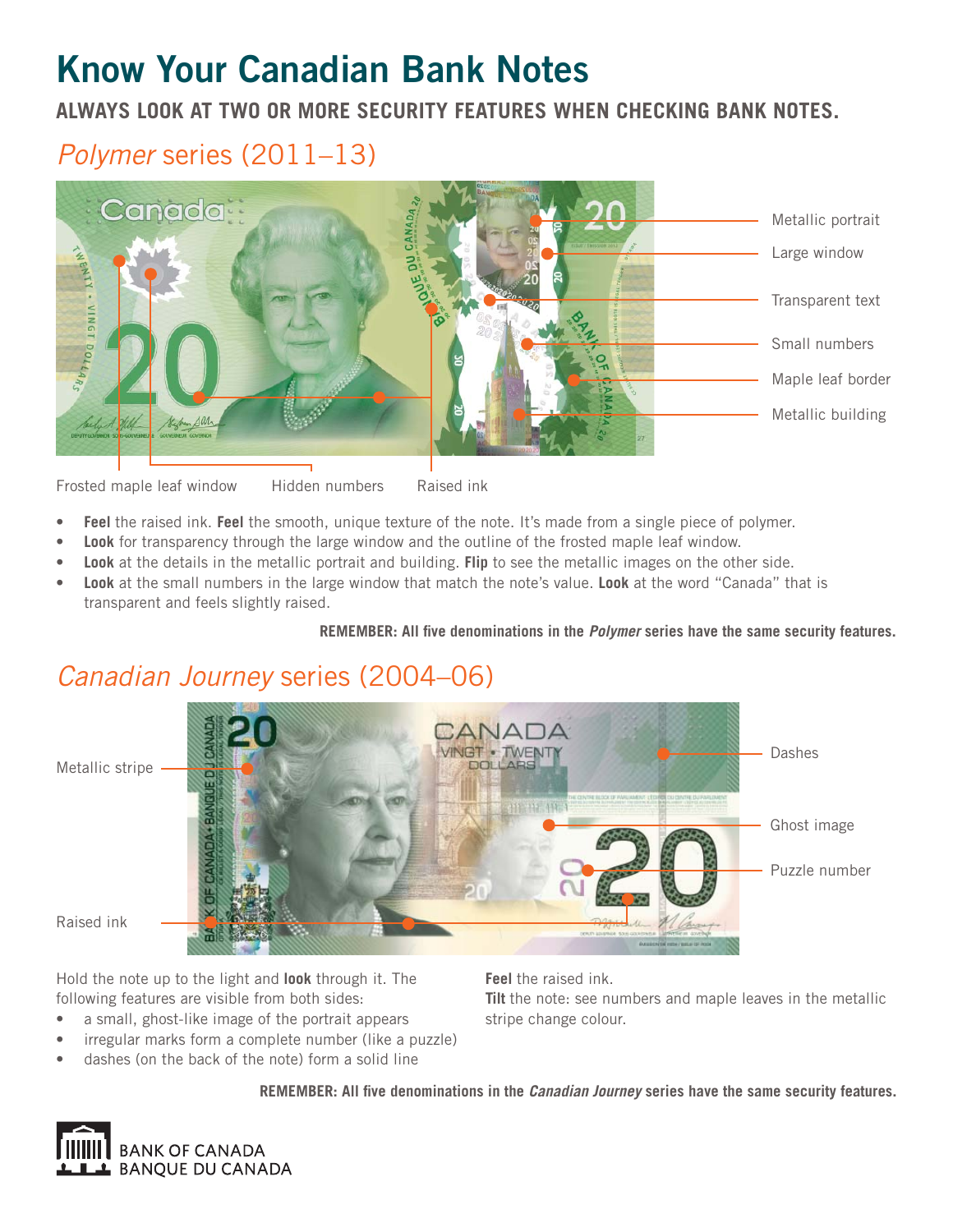# Know Your Canadian Bank Notes

**ALWAYS LOOK AT TWO OR MORE SECURITY FEATURES WHEN CHECKING BANK NOTES.**

## *Polymer* series (2011–13)

Metallic portrait

Large window

Transparent text

Small numbers

Maple leaf border

Metallic building

Frosted maple leaf window

Hidden numbers

Raised ink

- **Feel** the raised ink. **Feel** the smooth, unique texture of the note. It's made from a single piece of polymer.
- **Look** for transparency through the large window and the outline of the frosted maple leaf window.
- **Look** at the details in the metallic portrait and building. **Flip** to see the metallic images on the other side.
- **Look** at the small numbers in the large window that match the note's value. **Look** at the word "Canada" that is transparent and feels slightly raised.

**REMEMBER: All five denominations in the *Polymer* series have the same security features.**

## *Canadian Journey* series (2004–06)

Metallic stripe

Raised ink

Dashes

Ghost image

Puzzle number

Hold the note up to the light and **look** through it. The following features are visible from both sides:

- a small, ghost-like image of the portrait appears
- irregular marks form a complete number (like a puzzle)
- dashes (on the back of the note) form a solid line

**Feel** the raised ink.

**Tilt** the note: see numbers and maple leaves in the metallic stripe change colour.

**REMEMBER: All five denominations in the *Canadian Journey* series have the same security features.**

BANK OF CANADA
BANQUE DU CANADA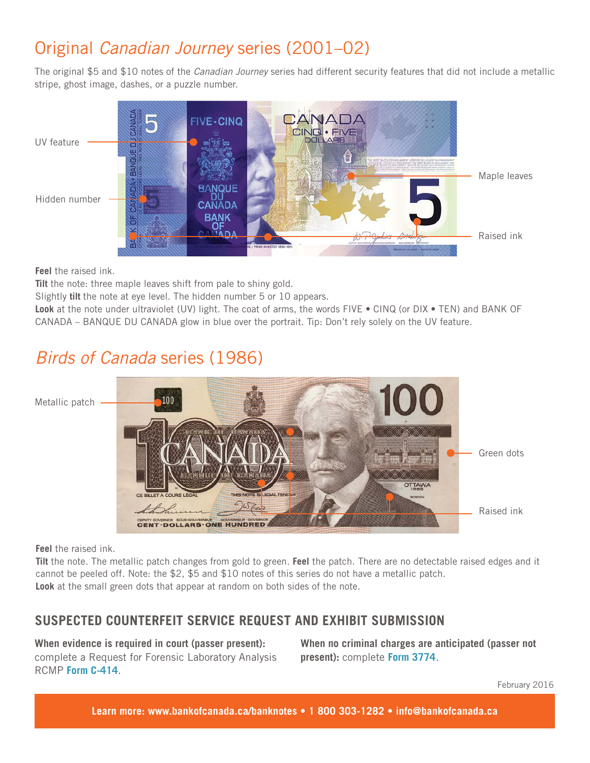# Original *Canadian Journey* series (2001–02)

The original $5 and $10 notes of the *Canadian Journey* series had different security features that did not include a metallic stripe, ghost image, dashes, or a puzzle number.

UV feature

Hidden number

Maple leaves

Raised ink

**Feel** the raised ink.
**Tilt** the note: three maple leaves shift from pale to shiny gold.
Slightly **tilt** the note at eye level. The hidden number 5 or 10 appears.
**Look** at the note under ultraviolet (UV) light. The coat of arms, the words FIVE • CINQ (or DIX • TEN) and BANK OF CANADA – BANQUE DU CANADA glow in blue over the portrait. Tip: Don't rely solely on the UV feature.

# *Birds of Canada* series (1986)

Metallic patch

Green dots

Raised ink

**Feel** the raised ink.
**Tilt** the note. The metallic patch changes from gold to green. **Feel** the patch. There are no detectable raised edges and it cannot be peeled off. Note: the $2, $5 and $10 notes of this series do not have a metallic patch.
**Look** at the small green dots that appear at random on both sides of the note.

## SUSPECTED COUNTERFEIT SERVICE REQUEST AND EXHIBIT SUBMISSION

**When evidence is required in court (passer present):** complete a Request for Forensic Laboratory Analysis RCMP **Form C-414**.

**When no criminal charges are anticipated (passer not present):** complete **Form 3774**.

February 2016

**Learn more: www.bankofcanada.ca/banknotes • 1 800 303-1282 • info@bankofcanada.ca**